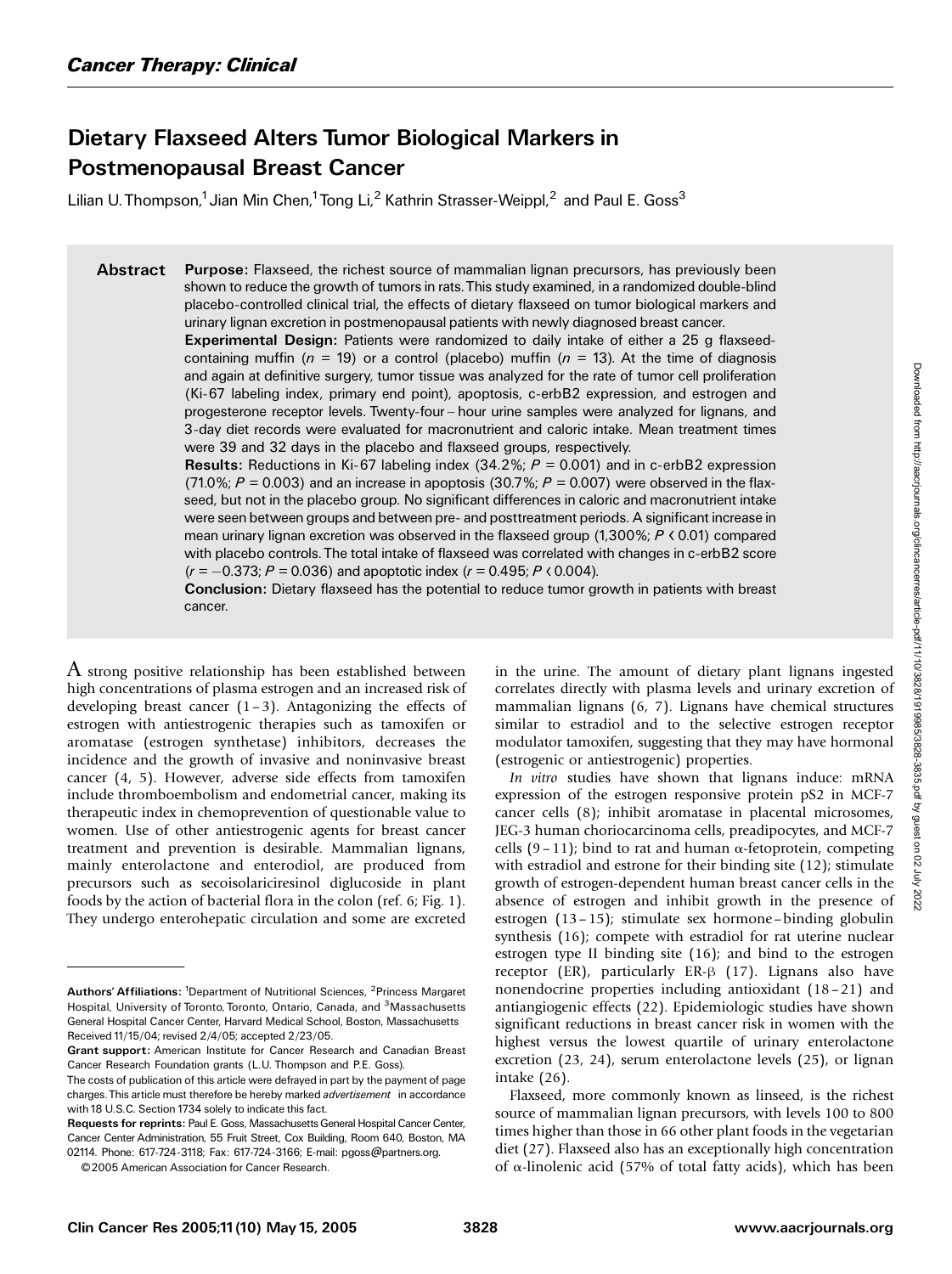# Dietary Flaxseed Alters Tumor Biological Markers in Postmenopausal Breast Cancer

Lilian U. Thompson,[1] Jian Min Chen,[1] Tong Li,[2] Kathrin Strasser-Weippl,[2] and Paul E. Goss[3]

## Abstract

**Purpose:** Flaxseed, the richest source of mammalian lignan precursors, has previously been shown to reduce the growth of tumors in rats. This study examined, in a randomized double-blind placebo-controlled clinical trial, the effects of dietary flaxseed on tumor biological markers and urinary lignan excretion in postmenopausal patients with newly diagnosed breast cancer.

**Experimental Design:** Patients were randomized to daily intake of either a 25 g flaxseed-containing muffin ($n$ = 19) or a control (placebo) muffin ($n$ = 13). At the time of diagnosis and again at definitive surgery, tumor tissue was analyzed for the rate of tumor cell proliferation (Ki-67 labeling index, primary end point), apoptosis, c-erbB2 expression, and estrogen and progesterone receptor levels. Twenty-four–hour urine samples were analyzed for lignans, and 3-day diet records were evaluated for macronutrient and caloric intake. Mean treatment times were 39 and 32 days in the placebo and flaxseed groups, respectively.

**Results:** Reductions in Ki-67 labeling index (34.2%; $P$ = 0.001) and in c-erbB2 expression (71.0%; $P$ = 0.003) and an increase in apoptosis (30.7%; $P$ = 0.007) were observed in the flaxseed, but not in the placebo group. No significant differences in caloric and macronutrient intake were seen between groups and between pre- and posttreatment periods. A significant increase in mean urinary lignan excretion was observed in the flaxseed group (1,300%; $P$ < 0.01) compared with placebo controls. The total intake of flaxseed was correlated with changes in c-erbB2 score ($r$ = −0.373; $P$ = 0.036) and apoptotic index ($r$ = 0.495; $P$ < 0.004).

**Conclusion:** Dietary flaxseed has the potential to reduce tumor growth in patients with breast cancer.

A strong positive relationship has been established between high concentrations of plasma estrogen and an increased risk of developing breast cancer (1–3). Antagonizing the effects of estrogen with antiestrogenic therapies such as tamoxifen or aromatase (estrogen synthetase) inhibitors, decreases the incidence and the growth of invasive and noninvasive breast cancer (4, 5). However, adverse side effects from tamoxifen include thromboembolism and endometrial cancer, making its therapeutic index in chemoprevention of questionable value to women. Use of other antiestrogenic agents for breast cancer treatment and prevention is desirable. Mammalian lignans, mainly enterolactone and enterodiol, are produced from precursors such as secoisolariciresinol diglucoside in plant foods by the action of bacterial flora in the colon (ref. 6; Fig. 1). They undergo enterohepatic circulation and some are excreted in the urine. The amount of dietary plant lignans ingested correlates directly with plasma levels and urinary excretion of mammalian lignans (6, 7). Lignans have chemical structures similar to estradiol and to the selective estrogen receptor modulator tamoxifen, suggesting that they may have hormonal (estrogenic or antiestrogenic) properties.

*In vitro* studies have shown that lignans induce: mRNA expression of the estrogen responsive protein pS2 in MCF-7 cancer cells (8); inhibit aromatase in placental microsomes, JEG-3 human choriocarcinoma cells, preadipocytes, and MCF-7 cells (9–11); bind to rat and human α-fetoprotein, competing with estradiol and estrone for their binding site (12); stimulate growth of estrogen-dependent human breast cancer cells in the absence of estrogen and inhibit growth in the presence of estrogen (13–15); stimulate sex hormone–binding globulin synthesis (16); compete with estradiol for rat uterine nuclear estrogen type II binding site (16); and bind to the estrogen receptor (ER), particularly ER-β (17). Lignans also have nonendocrine properties including antioxidant (18–21) and antiangiogenic effects (22). Epidemiologic studies have shown significant reductions in breast cancer risk in women with the highest versus the lowest quartile of urinary enterolactone excretion (23, 24), serum enterolactone levels (25), or lignan intake (26).

Flaxseed, more commonly known as linseed, is the richest source of mammalian lignan precursors, with levels 100 to 800 times higher than those in 66 other plant foods in the vegetarian diet (27). Flaxseed also has an exceptionally high concentration of α-linolenic acid (57% of total fatty acids), which has been

---

**Authors' Affiliations:** [1]Department of Nutritional Sciences, [2]Princess Margaret Hospital, University of Toronto, Toronto, Ontario, Canada, and [3]Massachusetts General Hospital Cancer Center, Harvard Medical School, Boston, Massachusetts
Received 11/15/04; revised 2/4/05; accepted 2/23/05.

**Grant support:** American Institute for Cancer Research and Canadian Breast Cancer Research Foundation grants (L.U. Thompson and P.E. Goss).

The costs of publication of this article were defrayed in part by the payment of page charges. This article must therefore be hereby marked *advertisement* in accordance with 18 U.S.C. Section 1734 solely to indicate this fact.

**Requests for reprints:** Paul E. Goss, Massachusetts General Hospital Cancer Center, Cancer Center Administration, 55 Fruit Street, Cox Building, Room 640, Boston, MA 02114. Phone: 617-724-3118; Fax: 617-724-3166; E-mail: pgoss@partners.org.

©2005 American Association for Cancer Research.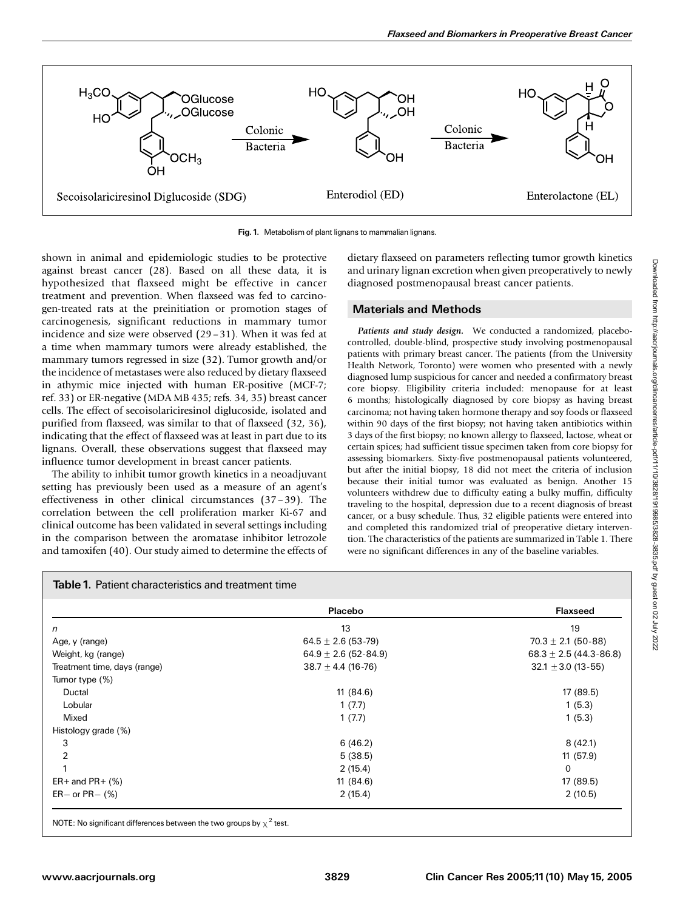Fig. 1. Metabolism of plant lignans to mammalian lignans.

shown in animal and epidemiologic studies to be protective against breast cancer (28). Based on all these data, it is hypothesized that flaxseed might be effective in cancer treatment and prevention. When flaxseed was fed to carcinogen-treated rats at the preinitiation or promotion stages of carcinogenesis, significant reductions in mammary tumor incidence and size were observed (29 – 31). When it was fed at a time when mammary tumors were already established, the mammary tumors regressed in size (32). Tumor growth and/or the incidence of metastases were also reduced by dietary flaxseed in athymic mice injected with human ER-positive (MCF-7; ref. 33) or ER-negative (MDA MB 435; refs. 34, 35) breast cancer cells. The effect of secoisolariciresinol diglucoside, isolated and purified from flaxseed, was similar to that of flaxseed (32, 36), indicating that the effect of flaxseed was at least in part due to its lignans. Overall, these observations suggest that flaxseed may influence tumor development in breast cancer patients.

The ability to inhibit tumor growth kinetics in a neoadjuvant setting has previously been used as a measure of an agent's effectiveness in other clinical circumstances (37 – 39). The correlation between the cell proliferation marker Ki-67 and clinical outcome has been validated in several settings including in the comparison between the aromatase inhibitor letrozole and tamoxifen (40). Our study aimed to determine the effects of dietary flaxseed on parameters reflecting tumor growth kinetics and urinary lignan excretion when given preoperatively to newly diagnosed postmenopausal breast cancer patients.

## Materials and Methods

***Patients and study design.*** We conducted a randomized, placebo-controlled, double-blind, prospective study involving postmenopausal patients with primary breast cancer. The patients (from the University Health Network, Toronto) were women who presented with a newly diagnosed lump suspicious for cancer and needed a confirmatory breast core biopsy. Eligibility criteria included: menopause for at least 6 months; histologically diagnosed by core biopsy as having breast carcinoma; not having taken hormone therapy and soy foods or flaxseed within 90 days of the first biopsy; not having taken antibiotics within 3 days of the first biopsy; no known allergy to flaxseed, lactose, wheat or certain spices; had sufficient tissue specimen taken from core biopsy for assessing biomarkers. Sixty-five postmenopausal patients volunteered, but after the initial biopsy, 18 did not meet the criteria of inclusion because their initial tumor was evaluated as benign. Another 15 volunteers withdrew due to difficulty eating a bulky muffin, difficulty traveling to the hospital, depression due to a recent diagnosis of breast cancer, or a busy schedule. Thus, 32 eligible patients were entered into and completed this randomized trial of preoperative dietary intervention. The characteristics of the patients are summarized in Table 1. There were no significant differences in any of the baseline variables.

**Table 1.** Patient characteristics and treatment time

| | Placebo | Flaxseed |
|---|---|---|
| *n* | 13 | 19 |
| Age, y (range) | 64.5 ± 2.6 (53-79) | 70.3 ± 2.1 (50-88) |
| Weight, kg (range) | 64.9 ± 2.6 (52-84.9) | 68.3 ± 2.5 (44.3-86.8) |
| Treatment time, days (range) | 38.7 ± 4.4 (16-76) | 32.1 ± 3.0 (13-55) |
| Tumor type (%) | | |
| Ductal | 11 (84.6) | 17 (89.5) |
| Lobular | 1 (7.7) | 1 (5.3) |
| Mixed | 1 (7.7) | 1 (5.3) |
| Histology grade (%) | | |
| 3 | 6 (46.2) | 8 (42.1) |
| 2 | 5 (38.5) | 11 (57.9) |
| 1 | 2 (15.4) | 0 |
| ER+ and PR+ (%) | 11 (84.6) | 17 (89.5) |
| ER− or PR− (%) | 2 (15.4) | 2 (10.5) |

NOTE: No significant differences between the two groups by $\chi^2$ test.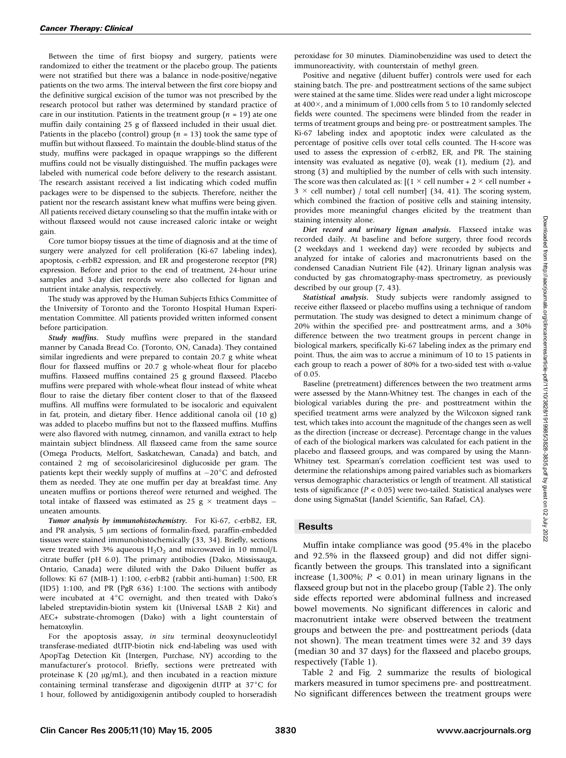Between the time of first biopsy and surgery, patients were randomized to either the treatment or the placebo group. The patients were not stratified but there was a balance in node-positive/negative patients on the two arms. The interval between the first core biopsy and the definitive surgical excision of the tumor was not prescribed by the research protocol but rather was determined by standard practice of care in our institution. Patients in the treatment group ($n = 19$) ate one muffin daily containing 25 g of flaxseed included in their usual diet. Patients in the placebo (control) group ($n = 13$) took the same type of muffin but without flaxseed. To maintain the double-blind status of the study, muffins were packaged in opaque wrappings so the different muffins could not be visually distinguished. The muffin packages were labeled with numerical code before delivery to the research assistant. The research assistant received a list indicating which coded muffin packages were to be dispensed to the subjects. Therefore, neither the patient nor the research assistant knew what muffins were being given. All patients received dietary counseling so that the muffin intake with or without flaxseed would not cause increased caloric intake or weight gain.

Core tumor biopsy tissues at the time of diagnosis and at the time of surgery were analyzed for cell proliferation (Ki-67 labeling index), apoptosis, c-erbB2 expression, and ER and progesterone receptor (PR) expression. Before and prior to the end of treatment, 24-hour urine samples and 3-day diet records were also collected for lignan and nutrient intake analysis, respectively.

The study was approved by the Human Subjects Ethics Committee of the University of Toronto and the Toronto Hospital Human Experimentation Committee. All patients provided written informed consent before participation.

***Study muffins.*** Study muffins were prepared in the standard manner by Canada Bread Co. (Toronto, ON, Canada). They contained similar ingredients and were prepared to contain 20.7 g white wheat flour for flaxseed muffins or 20.7 g whole-wheat flour for placebo muffins. Flaxseed muffins contained 25 g ground flaxseed. Placebo muffins were prepared with whole-wheat flour instead of white wheat flour to raise the dietary fiber content closer to that of the flaxseed muffins. All muffins were formulated to be isocaloric and equivalent in fat, protein, and dietary fiber. Hence additional canola oil (10 g) was added to placebo muffins but not to the flaxseed muffins. Muffins were also flavored with nutmeg, cinnamon, and vanilla extract to help maintain subject blindness. All flaxseed came from the same source (Omega Products, Melfort, Saskatchewan, Canada) and batch, and contained 2 mg of secoisolariciresinol diglucoside per gram. The patients kept their weekly supply of muffins at $-20°C$ and defrosted them as needed. They ate one muffin per day at breakfast time. Any uneaten muffins or portions thereof were returned and weighed. The total intake of flaxseed was estimated as 25 g × treatment days − uneaten amounts.

***Tumor analysis by immunohistochemistry.*** For Ki-67, c-erbB2, ER, and PR analysis, 5 μm sections of formalin-fixed, paraffin-embedded tissues were stained immunohistochemically (33, 34). Briefly, sections were treated with 3% aqueous $H_2O_2$ and microwaved in 10 mmol/L citrate buffer (pH 6.0). The primary antibodies (Dako, Mississauga, Ontario, Canada) were diluted with the Dako Diluent buffer as follows: Ki 67 (MIB-1) 1:100, c-erbB2 (rabbit anti-human) 1:500, ER (ID5) 1:100, and PR (PgR 636) 1:100. The sections with antibody were incubated at 4°C overnight, and then treated with Dako's labeled streptavidin-biotin system kit (Universal LSAB 2 Kit) and AEC+ substrate-chromogen (Dako) with a light counterstain of hematoxylin.

For the apoptosis assay, *in situ* terminal deoxynucleotidyl transferase-mediated dUTP-biotin nick end-labeling was used with ApopTag Detection Kit (Intergen, Purchase, NY) according to the manufacturer's protocol. Briefly, sections were pretreated with proteinase K (20 μg/mL), and then incubated in a reaction mixture containing terminal transferase and digoxigenin dUTP at 37°C for 1 hour, followed by antidigoxigenin antibody coupled to horseradish peroxidase for 30 minutes. Diaminobenzidine was used to detect the immunoreactivity, with counterstain of methyl green.

Positive and negative (diluent buffer) controls were used for each staining batch. The pre- and posttreatment sections of the same subject were stained at the same time. Slides were read under a light microscope at 400×, and a minimum of 1,000 cells from 5 to 10 randomly selected fields were counted. The specimens were blinded from the reader in terms of treatment groups and being pre- or posttreatment samples. The Ki-67 labeling index and apoptotic index were calculated as the percentage of positive cells over total cells counted. The H-score was used to assess the expression of c-erbB2, ER, and PR. The staining intensity was evaluated as negative (0), weak (1), medium (2), and strong (3) and multiplied by the number of cells with such intensity. The score was then calculated as: [(1 × cell number + 2 × cell number + 3 × cell number) / total cell number] (34, 41). The scoring system, which combined the fraction of positive cells and staining intensity, provides more meaningful changes elicited by the treatment than staining intensity alone.

***Diet record and urinary lignan analysis.*** Flaxseed intake was recorded daily. At baseline and before surgery, three food records (2 weekdays and 1 weekend day) were recorded by subjects and analyzed for intake of calories and macronutrients based on the condensed Canadian Nutrient File (42). Urinary lignan analysis was conducted by gas chromatography-mass spectrometry, as previously described by our group (7, 43).

***Statistical analysis.*** Study subjects were randomly assigned to receive either flaxseed or placebo muffins using a technique of random permutation. The study was designed to detect a minimum change of 20% within the specified pre- and posttreatment arms, and a 30% difference between the two treatment groups in percent change in biological markers, specifically Ki-67 labeling index as the primary end point. Thus, the aim was to accrue a minimum of 10 to 15 patients in each group to reach a power of 80% for a two-sided test with α-value of 0.05.

Baseline (pretreatment) differences between the two treatment arms were assessed by the Mann-Whitney test. The changes in each of the biological variables during the pre- and posttreatment within the specified treatment arms were analyzed by the Wilcoxon signed rank test, which takes into account the magnitude of the changes seen as well as the direction (increase or decrease). Percentage change in the values of each of the biological markers was calculated for each patient in the placebo and flaxseed groups, and was compared by using the Mann-Whitney test. Spearman's correlation coefficient test was used to determine the relationships among paired variables such as biomarkers versus demographic characteristics or length of treatment. All statistical tests of significance ($P < 0.05$) were two-tailed. Statistical analyses were done using SigmaStat (Jandel Scientific, San Rafael, CA).

## Results

Muffin intake compliance was good (95.4% in the placebo and 92.5% in the flaxseed group) and did not differ significantly between the groups. This translated into a significant increase (1,300%; $P < 0.01$) in mean urinary lignans in the flaxseed group but not in the placebo group (Table 2). The only side effects reported were abdominal fullness and increased bowel movements. No significant differences in caloric and macronutrient intake were observed between the treatment groups and between the pre- and posttreatment periods (data not shown). The mean treatment times were 32 and 39 days (median 30 and 37 days) for the flaxseed and placebo groups, respectively (Table 1).

Table 2 and Fig. 2 summarize the results of biological markers measured in tumor specimens pre- and posttreatment. No significant differences between the treatment groups were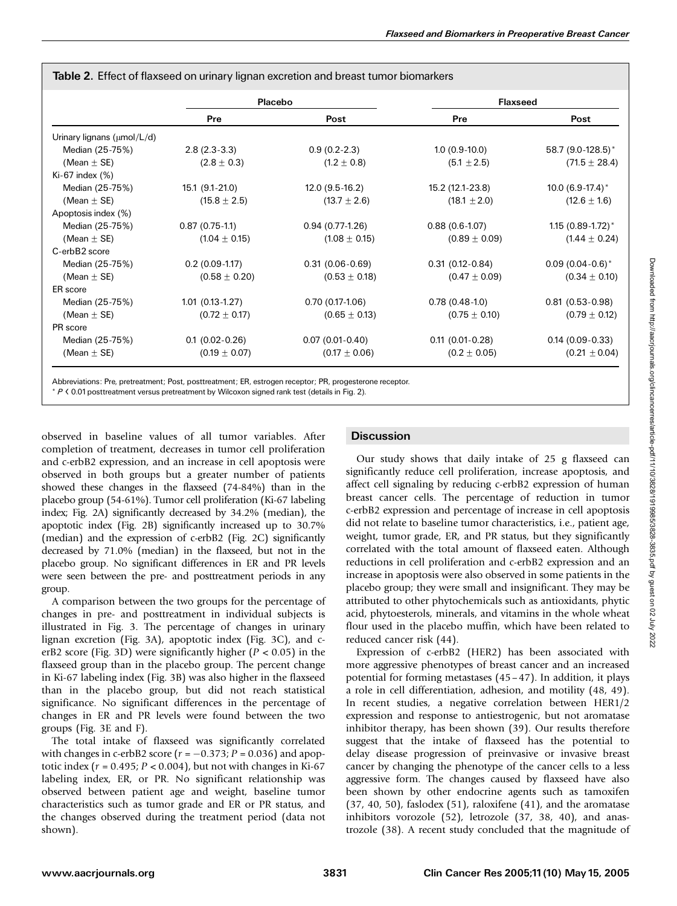**Table 2.** Effect of flaxseed on urinary lignan excretion and breast tumor biomarkers

| | Placebo | | Flaxseed | |
|---|---|---|---|---|
| | Pre | Post | Pre | Post |
| Urinary lignans (μmol/L/d) | | | | |
| Median (25-75%) | 2.8 (2.3-3.3) | 0.9 (0.2-2.3) | 1.0 (0.9-10.0) | 58.7 (9.0-128.5)* |
| (Mean ± SE) | (2.8 ± 0.3) | (1.2 ± 0.8) | (5.1 ± 2.5) | (71.5 ± 28.4) |
| Ki-67 index (%) | | | | |
| Median (25-75%) | 15.1 (9.1-21.0) | 12.0 (9.5-16.2) | 15.2 (12.1-23.8) | 10.0 (6.9-17.4)* |
| (Mean ± SE) | (15.8 ± 2.5) | (13.7 ± 2.6) | (18.1 ± 2.0) | (12.6 ± 1.6) |
| Apoptosis index (%) | | | | |
| Median (25-75%) | 0.87 (0.75-1.1) | 0.94 (0.77-1.26) | 0.88 (0.6-1.07) | 1.15 (0.89-1.72)* |
| (Mean ± SE) | (1.04 ± 0.15) | (1.08 ± 0.15) | (0.89 ± 0.09) | (1.44 ± 0.24) |
| C-erbB2 score | | | | |
| Median (25-75%) | 0.2 (0.09-1.17) | 0.31 (0.06-0.69) | 0.31 (0.12-0.84) | 0.09 (0.04-0.6)* |
| (Mean ± SE) | (0.58 ± 0.20) | (0.53 ± 0.18) | (0.47 ± 0.09) | (0.34 ± 0.10) |
| ER score | | | | |
| Median (25-75%) | 1.01 (0.13-1.27) | 0.70 (0.17-1.06) | 0.78 (0.48-1.0) | 0.81 (0.53-0.98) |
| (Mean ± SE) | (0.72 ± 0.17) | (0.65 ± 0.13) | (0.75 ± 0.10) | (0.79 ± 0.12) |
| PR score | | | | |
| Median (25-75%) | 0.1 (0.02-0.26) | 0.07 (0.01-0.40) | 0.11 (0.01-0.28) | 0.14 (0.09-0.33) |
| (Mean ± SE) | (0.19 ± 0.07) | (0.17 ± 0.06) | (0.2 ± 0.05) | (0.21 ± 0.04) |

Abbreviations: Pre, pretreatment; Post, posttreatment; ER, estrogen receptor; PR, progesterone receptor.
* $P < 0.01$ posttreatment versus pretreatment by Wilcoxon signed rank test (details in Fig. 2).

observed in baseline values of all tumor variables. After completion of treatment, decreases in tumor cell proliferation and c-erbB2 expression, and an increase in cell apoptosis were observed in both groups but a greater number of patients showed these changes in the flaxseed (74-84%) than in the placebo group (54-61%). Tumor cell proliferation (Ki-67 labeling index; Fig. 2A) significantly decreased by 34.2% (median), the apoptotic index (Fig. 2B) significantly increased up to 30.7% (median) and the expression of c-erbB2 (Fig. 2C) significantly decreased by 71.0% (median) in the flaxseed, but not in the placebo group. No significant differences in ER and PR levels were seen between the pre- and posttreatment periods in any group.

A comparison between the two groups for the percentage of changes in pre- and posttreatment in individual subjects is illustrated in Fig. 3. The percentage of changes in urinary lignan excretion (Fig. 3A), apoptotic index (Fig. 3C), and c-erB2 score (Fig. 3D) were significantly higher ($P < 0.05$) in the flaxseed group than in the placebo group. The percent change in Ki-67 labeling index (Fig. 3B) was also higher in the flaxseed than in the placebo group, but did not reach statistical significance. No significant differences in the percentage of changes in ER and PR levels were found between the two groups (Fig. 3E and F).

The total intake of flaxseed was significantly correlated with changes in c-erbB2 score ($r = -0.373$; $P = 0.036$) and apoptotic index ($r = 0.495$; $P < 0.004$), but not with changes in Ki-67 labeling index, ER, or PR. No significant relationship was observed between patient age and weight, baseline tumor characteristics such as tumor grade and ER or PR status, and the changes observed during the treatment period (data not shown).

## Discussion

Our study shows that daily intake of 25 g flaxseed can significantly reduce cell proliferation, increase apoptosis, and affect cell signaling by reducing c-erbB2 expression of human breast cancer cells. The percentage of reduction in tumor c-erbB2 expression and percentage of increase in cell apoptosis did not relate to baseline tumor characteristics, i.e., patient age, weight, tumor grade, ER, and PR status, but they significantly correlated with the total amount of flaxseed eaten. Although reductions in cell proliferation and c-erbB2 expression and an increase in apoptosis were also observed in some patients in the placebo group; they were small and insignificant. They may be attributed to other phytochemicals such as antioxidants, phytic acid, phytoesterols, minerals, and vitamins in the whole wheat flour used in the placebo muffin, which have been related to reduced cancer risk (44).

Expression of c-erbB2 (HER2) has been associated with more aggressive phenotypes of breast cancer and an increased potential for forming metastases (45–47). In addition, it plays a role in cell differentiation, adhesion, and motility (48, 49). In recent studies, a negative correlation between HER1/2 expression and response to antiestrogenic, but not aromatase inhibitor therapy, has been shown (39). Our results therefore suggest that the intake of flaxseed has the potential to delay disease progression of preinvasive or invasive breast cancer by changing the phenotype of the cancer cells to a less aggressive form. The changes caused by flaxseed have also been shown by other endocrine agents such as tamoxifen (37, 40, 50), faslodex (51), raloxifene (41), and the aromatase inhibitors vorozole (52), letrozole (37, 38, 40), and anastrozole (38). A recent study concluded that the magnitude of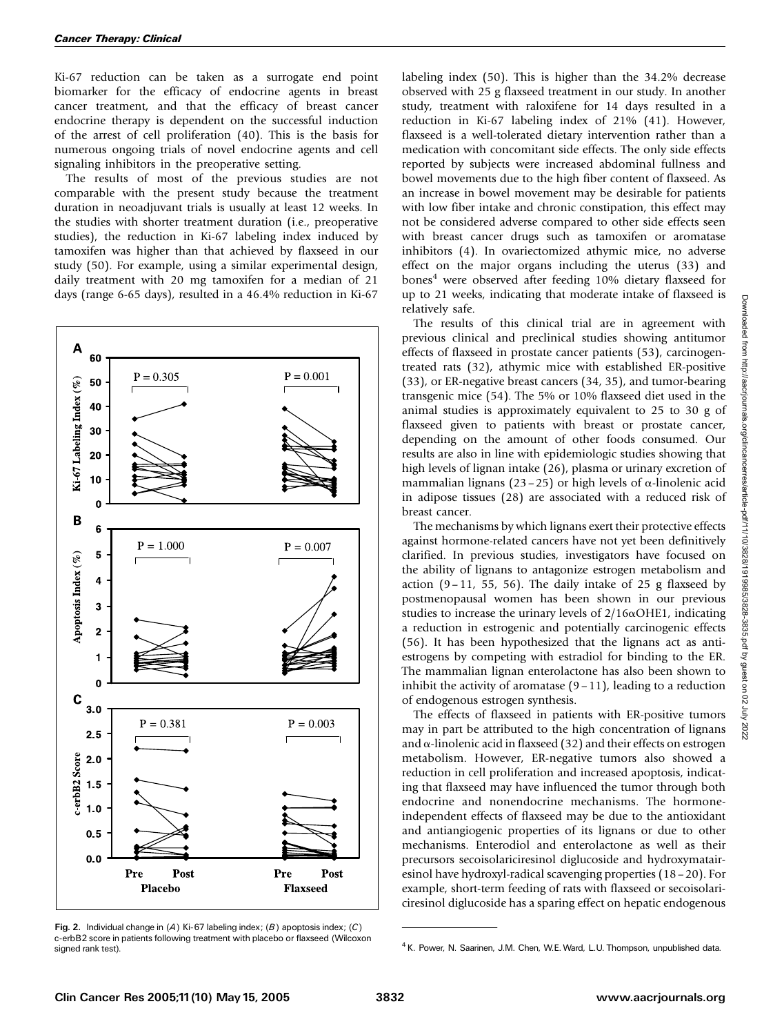Ki-67 reduction can be taken as a surrogate end point biomarker for the efficacy of endocrine agents in breast cancer treatment, and that the efficacy of breast cancer endocrine therapy is dependent on the successful induction of the arrest of cell proliferation (40). This is the basis for numerous ongoing trials of novel endocrine agents and cell signaling inhibitors in the preoperative setting.

The results of most of the previous studies are not comparable with the present study because the treatment duration in neoadjuvant trials is usually at least 12 weeks. In the studies with shorter treatment duration (i.e., preoperative studies), the reduction in Ki-67 labeling index induced by tamoxifen was higher than that achieved by flaxseed in our study (50). For example, using a similar experimental design, daily treatment with 20 mg tamoxifen for a median of 21 days (range 6-65 days), resulted in a 46.4% reduction in Ki-67 labeling index (50). This is higher than the 34.2% decrease observed with 25 g flaxseed treatment in our study. In another study, treatment with raloxifene for 14 days resulted in a reduction in Ki-67 labeling index of 21% (41). However, flaxseed is a well-tolerated dietary intervention rather than a medication with concomitant side effects. The only side effects reported by subjects were increased abdominal fullness and bowel movements due to the high fiber content of flaxseed. As an increase in bowel movement may be desirable for patients with low fiber intake and chronic constipation, this effect may not be considered adverse compared to other side effects seen with breast cancer drugs such as tamoxifen or aromatase inhibitors (4). In ovariectomized athymic mice, no adverse effect on the major organs including the uterus (33) and bones[4] were observed after feeding 10% dietary flaxseed for up to 21 weeks, indicating that moderate intake of flaxseed is relatively safe.

Fig. 2. Individual change in (*A*) Ki-67 labeling index; (*B*) apoptosis index; (*C*) c-erbB2 score in patients following treatment with placebo or flaxseed (Wilcoxon signed rank test).

The results of this clinical trial are in agreement with previous clinical and preclinical studies showing antitumor effects of flaxseed in prostate cancer patients (53), carcinogen-treated rats (32), athymic mice with established ER-positive (33), or ER-negative breast cancers (34, 35), and tumor-bearing transgenic mice (54). The 5% or 10% flaxseed diet used in the animal studies is approximately equivalent to 25 to 30 g of flaxseed given to patients with breast or prostate cancer, depending on the amount of other foods consumed. Our results are also in line with epidemiologic studies showing that high levels of lignan intake (26), plasma or urinary excretion of mammalian lignans (23–25) or high levels of α-linolenic acid in adipose tissues (28) are associated with a reduced risk of breast cancer.

The mechanisms by which lignans exert their protective effects against hormone-related cancers have not yet been definitively clarified. In previous studies, investigators have focused on the ability of lignans to antagonize estrogen metabolism and action (9–11, 55, 56). The daily intake of 25 g flaxseed by postmenopausal women has been shown in our previous studies to increase the urinary levels of 2/16αOHE1, indicating a reduction in estrogenic and potentially carcinogenic effects (56). It has been hypothesized that the lignans act as antiestrogens by competing with estradiol for binding to the ER. The mammalian lignan enterolactone has also been shown to inhibit the activity of aromatase (9–11), leading to a reduction of endogenous estrogen synthesis.

The effects of flaxseed in patients with ER-positive tumors may in part be attributed to the high concentration of lignans and α-linolenic acid in flaxseed (32) and their effects on estrogen metabolism. However, ER-negative tumors also showed a reduction in cell proliferation and increased apoptosis, indicating that flaxseed may have influenced the tumor through both endocrine and nonendocrine mechanisms. The hormone-independent effects of flaxseed may be due to the antioxidant and antiangiogenic properties of its lignans or due to other mechanisms. Enterodiol and enterolactone as well as their precursors secoisolariciresinol diglucoside and hydroxymatairesinol have hydroxyl-radical scavenging properties (18–20). For example, short-term feeding of rats with flaxseed or secoisolariciresinol diglucoside has a sparing effect on hepatic endogenous

[4] K. Power, N. Saarinen, J.M. Chen, W.E. Ward, L.U. Thompson, unpublished data.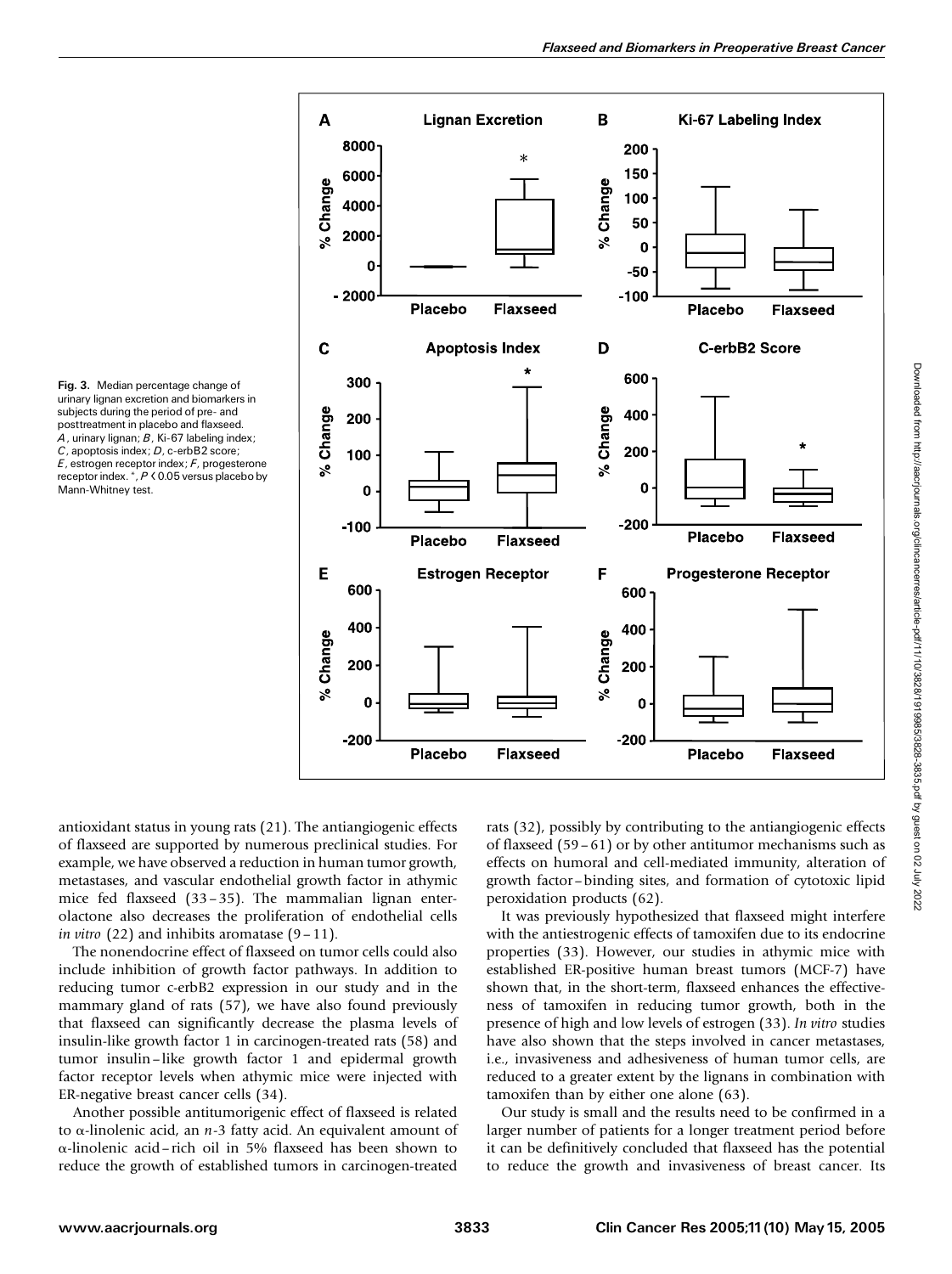Fig. 3. Median percentage change of urinary lignan excretion and biomarkers in subjects during the period of pre- and posttreatment in placebo and flaxseed. *A*, urinary lignan; *B*, Ki-67 labeling index; *C*, apoptosis index; *D*, c-erbB2 score; *E*, estrogen receptor index; *F*, progesterone receptor index. *, $P < 0.05$ versus placebo by Mann-Whitney test.

antioxidant status in young rats (21). The antiangiogenic effects of flaxseed are supported by numerous preclinical studies. For example, we have observed a reduction in human tumor growth, metastases, and vascular endothelial growth factor in athymic mice fed flaxseed (33–35). The mammalian lignan enterolactone also decreases the proliferation of endothelial cells *in vitro* (22) and inhibits aromatase (9–11).

The nonendocrine effect of flaxseed on tumor cells could also include inhibition of growth factor pathways. In addition to reducing tumor c-erbB2 expression in our study and in the mammary gland of rats (57), we have also found previously that flaxseed can significantly decrease the plasma levels of insulin-like growth factor 1 in carcinogen-treated rats (58) and tumor insulin–like growth factor 1 and epidermal growth factor receptor levels when athymic mice were injected with ER-negative breast cancer cells (34).

Another possible antitumorigenic effect of flaxseed is related to α-linolenic acid, an *n*-3 fatty acid. An equivalent amount of α-linolenic acid–rich oil in 5% flaxseed has been shown to reduce the growth of established tumors in carcinogen-treated rats (32), possibly by contributing to the antiangiogenic effects of flaxseed (59–61) or by other antitumor mechanisms such as effects on humoral and cell-mediated immunity, alteration of growth factor–binding sites, and formation of cytotoxic lipid peroxidation products (62).

It was previously hypothesized that flaxseed might interfere with the antiestrogenic effects of tamoxifen due to its endocrine properties (33). However, our studies in athymic mice with established ER-positive human breast tumors (MCF-7) have shown that, in the short-term, flaxseed enhances the effectiveness of tamoxifen in reducing tumor growth, both in the presence of high and low levels of estrogen (33). *In vitro* studies have also shown that the steps involved in cancer metastases, i.e., invasiveness and adhesiveness of human tumor cells, are reduced to a greater extent by the lignans in combination with tamoxifen than by either one alone (63).

Our study is small and the results need to be confirmed in a larger number of patients for a longer treatment period before it can be definitively concluded that flaxseed has the potential to reduce the growth and invasiveness of breast cancer. Its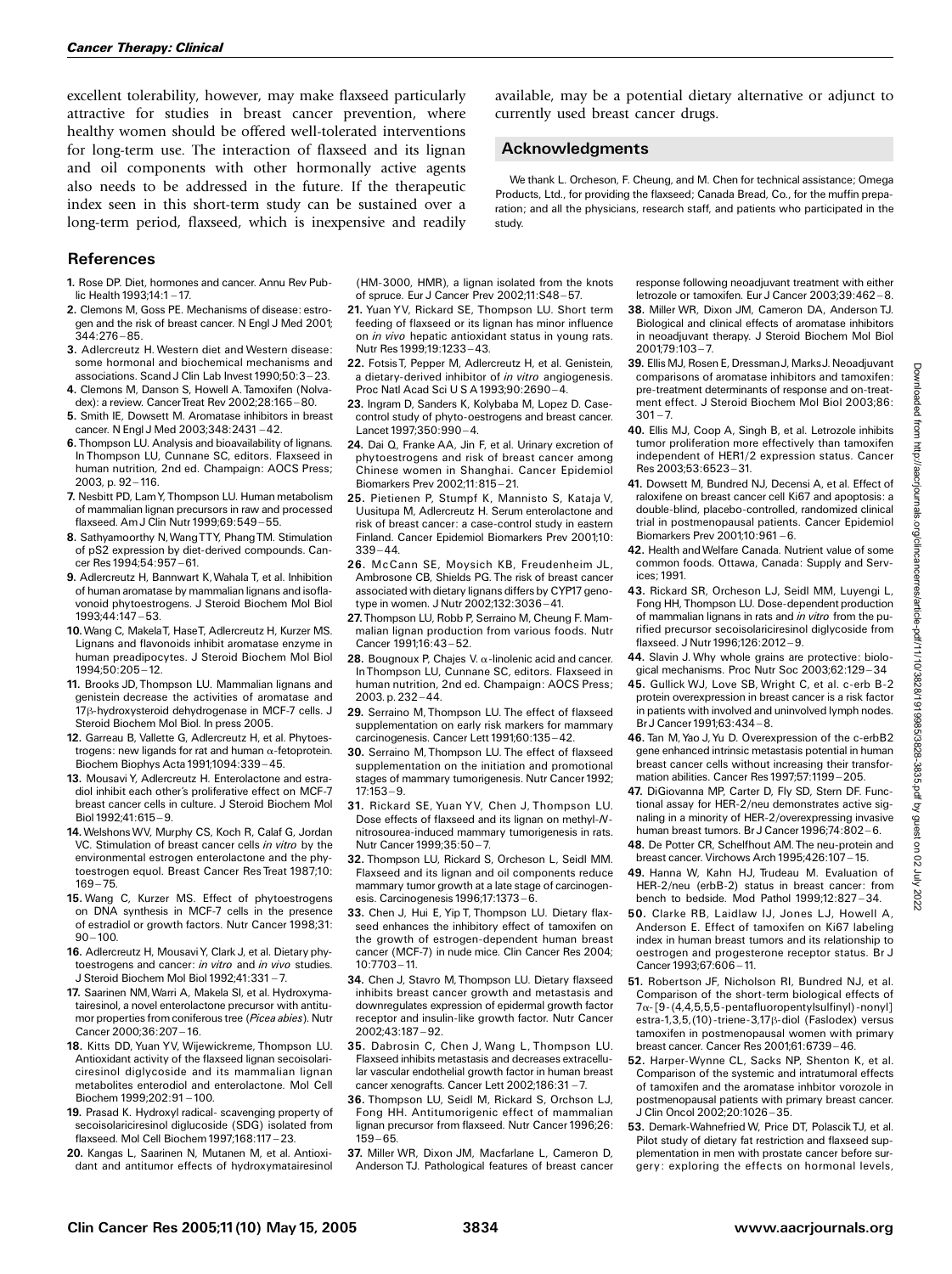excellent tolerability, however, may make flaxseed particularly attractive for studies in breast cancer prevention, where healthy women should be offered well-tolerated interventions for long-term use. The interaction of flaxseed and its lignan and oil components with other hormonally active agents also needs to be addressed in the future. If the therapeutic index seen in this short-term study can be sustained over a long-term period, flaxseed, which is inexpensive and readily available, may be a potential dietary alternative or adjunct to currently used breast cancer drugs.

## Acknowledgments

We thank L. Orcheson, F. Cheung, and M. Chen for technical assistance; Omega Products, Ltd., for providing the flaxseed; Canada Bread, Co., for the muffin preparation; and all the physicians, research staff, and patients who participated in the study.

## References

1. Rose DP. Diet, hormones and cancer. Annu Rev Public Health 1993;14:1–17.
2. Clemons M, Goss PE. Mechanisms of disease: estrogen and the risk of breast cancer. N Engl J Med 2001;344:276–85.
3. Adlercreutz H. Western diet and Western disease: some hormonal and biochemical mechanisms and associations. Scand J Clin Lab Invest 1990;50:3–23.
4. Clemons M, Danson S, Howell A. Tamoxifen (Nolvadex): a review. Cancer Treat Rev 2002;28:165–80.
5. Smith IE, Dowsett M. Aromatase inhibitors in breast cancer. N Engl J Med 2003;348:2431–42.
6. Thompson LU. Analysis and bioavailability of lignans. In Thompson LU, Cunnane SC, editors. Flaxseed in human nutrition, 2nd ed. Champaign: AOCS Press; 2003. p. 92–116.
7. Nesbitt PD, Lam Y, Thompson LU. Human metabolism of mammalian lignan precursors in raw and processed flaxseed. Am J Clin Nutr 1999;69:549–55.
8. Sathyamoorthy N, Wang TTY, Phang TM. Stimulation of pS2 expression by diet-derived compounds. Cancer Res 1994;54:957–61.
9. Adlercreutz H, Bannwart K, Wahala T, et al. Inhibition of human aromatase by mammalian lignans and isoflavonoid phytoestrogens. J Steroid Biochem Mol Biol 1993;44:147–53.
10. Wang C, Makela T, Hase T, Adlercreutz H, Kurzer MS. Lignans and flavonoids inhibit aromatase enzyme in human preadipocytes. J Steroid Biochem Mol Biol 1994;50:205–12.
11. Brooks JD, Thompson LU. Mammalian lignans and genistein decrease the activities of aromatase and 17β-hydroxysteroid dehydrogenase in MCF-7 cells. J Steroid Biochem Mol Biol. In press 2005.
12. Garreau B, Vallette G, Adlercreutz H, et al. Phytoestrogens: new ligands for rat and human α-fetoprotein. Biochem Biophys Acta 1991;1094:339–45.
13. Mousavi Y, Adlercreutz H. Enterolactone and estradiol inhibit each other's proliferative effect on MCF-7 breast cancer cells in culture. J Steroid Biochem Mol Biol 1992;41:615–9.
14. Welshons WV, Murphy CS, Koch R, Calaf G, Jordan VC. Stimulation of breast cancer cells *in vitro* by the environmental estrogen enterolactone and the phytoestrogen equol. Breast Cancer Res Treat 1987;10:169–75.
15. Wang C, Kurzer MS. Effect of phytoestrogens on DNA synthesis in MCF-7 cells in the presence of estradiol or growth factors. Nutr Cancer 1998;31:90–100.
16. Adlercreutz H, Mousavi Y, Clark J, et al. Dietary phytoestrogens and cancer: *in vitro* and *in vivo* studies. J Steroid Biochem Mol Biol 1992;41:331–7.
17. Saarinen NM, Warri A, Makela SI, et al. Hydroxymatairesinol, a novel enterolactone precursor with antitumor properties from coniferous tree (*Picea abies*). Nutr Cancer 2000;36:207–16.
18. Kitts DD, Yuan YV, Wijewickreme, Thompson LU. Antioxidant activity of the flaxseed lignan secoisolariciresinol diglycoside and its mammalian lignan metabolites enterodiol and enterolactone. Mol Cell Biochem 1999;202:91–100.
19. Prasad K. Hydroxyl radical- scavenging property of secoisolariciresinol diglucoside (SDG) isolated from flaxseed. Mol Cell Biochem 1997;168:117–23.
20. Kangas L, Saarinen N, Mutanen M, et al. Antioxidant and antitumor effects of hydroxymatairesinol (HM-3000, HMR), a lignan isolated from the knots of spruce. Eur J Cancer Prev 2002;11:S48–57.
21. Yuan YV, Rickard SE, Thompson LU. Short term feeding of flaxseed or its lignan has minor influence on *in vivo* hepatic antioxidant status in young rats. Nutr Res 1999;19:1233–43.
22. Fotsis T, Pepper M, Adlercreutz H, et al. Genistein, a dietary-derived inhibitor of *in vitro* angiogenesis. Proc Natl Acad Sci U S A 1993;90:2690–4.
23. Ingram D, Sanders K, Kolybaba M, Lopez D. Case-control study of phyto-oestrogens and breast cancer. Lancet 1997;350:990–4.
24. Dai Q, Franke AA, Jin F, et al. Urinary excretion of phytoestrogens and risk of breast cancer among Chinese women in Shanghai. Cancer Epidemiol Biomarkers Prev 2002;11:815–21.
25. Pietienen P, Stumpf K, Mannisto S, Kataja V, Uusitupa M, Adlercreutz H. Serum enterolactone and risk of breast cancer: a case-control study in eastern Finland. Cancer Epidemiol Biomarkers Prev 2001;10:339–44.
26. McCann SE, Moysich KB, Freudenheim JL, Ambrosone CB, Shields PG. The risk of breast cancer associated with dietary lignans differs by CYP17 genotype in women. J Nutr 2002;132:3036–41.
27. Thompson LU, Robb P, Serraino M, Cheung F. Mammalian lignan production from various foods. Nutr Cancer 1991;16:43–52.
28. Bougnoux P, Chajes V. α-linolenic acid and cancer. In Thompson LU, Cunnane SC, editors. Flaxseed in human nutrition, 2nd ed. Champaign: AOCS Press; 2003. p. 232–44.
29. Serraino M, Thompson LU. The effect of flaxseed supplementation on early risk markers for mammary carcinogenesis. Cancer Lett 1991;60:135–42.
30. Serraino M, Thompson LU. The effect of flaxseed supplementation on the initiation and promotional stages of mammary tumorigenesis. Nutr Cancer 1992;17:153–9.
31. Rickard SE, Yuan YV, Chen J, Thompson LU. Dose effects of flaxseed and its lignan on methyl-*N*-nitrosourea-induced mammary tumorigenesis in rats. Nutr Cancer 1999;35:50–7.
32. Thompson LU, Rickard S, Orcheson L, Seidl MM. Flaxseed and its lignan and oil components reduce mammary tumor growth at a late stage of carcinogenesis. Carcinogenesis 1996;17:1373–6.
33. Chen J, Hui E, Yip T, Thompson LU. Dietary flaxseed enhances the inhibitory effect of tamoxifen on the growth of estrogen-dependent human breast cancer (MCF-7) in nude mice. Clin Cancer Res 2004;10:7703–11.
34. Chen J, Stavro M, Thompson LU. Dietary flaxseed inhibits breast cancer growth and metastasis and downregulates expression of epidermal growth factor receptor and insulin-like growth factor. Nutr Cancer 2002;43:187–92.
35. Dabrosin C, Chen J, Wang L, Thompson LU. Flaxseed inhibits metastasis and decreases extracellular vascular endothelial growth factor in human breast cancer xenografts. Cancer Lett 2002;186:31–7.
36. Thompson LU, Seidl M, Rickard S, Orchson LJ, Fong HH. Antitumorigenic effect of mammalian lignan precursor from flaxseed. Nutr Cancer 1996;26:159–65.
37. Miller WR, Dixon JM, Macfarlane L, Cameron D, Anderson TJ. Pathological features of breast cancer response following neoadjuvant treatment with either letrozole or tamoxifen. Eur J Cancer 2003;39:462–8.
38. Miller WR, Dixon JM, Cameron DA, Anderson TJ. Biological and clinical effects of aromatase inhibitors in neoadjuvant therapy. J Steroid Biochem Mol Biol 2001;79:103–7.
39. Ellis MJ, Rosen E, Dressman J, Marks J. Neoadjuvant comparisons of aromatase inhibitors and tamoxifen: pre-treatment determinants of response and on-treatment effect. J Steroid Biochem Mol Biol 2003;86:301–7.
40. Ellis MJ, Coop A, Singh B, et al. Letrozole inhibits tumor proliferation more effectively than tamoxifen independent of HER1/2 expression status. Cancer Res 2003;53:6523–31.
41. Dowsett M, Bundred NJ, Decensi A, et al. Effect of raloxifene on breast cancer cell Ki67 and apoptosis: a double-blind, placebo-controlled, randomized clinical trial in postmenopausal patients. Cancer Epidemiol Biomarkers Prev 2001;10:961–6.
42. Health and Welfare Canada. Nutrient value of some common foods. Ottawa, Canada: Supply and Services; 1991.
43. Rickard SR, Orcheson LJ, Seidl MM, Luyengi L, Fong HH, Thompson LU. Dose-dependent production of mammalian lignans in rats and *in vitro* from the purified precursor secoisolariciresinol diglycoside from flaxseed. J Nutr 1996;126:2012–9.
44. Slavin J. Why whole grains are protective: biological mechanisms. Proc Nutr Soc 2003;62:129–34
45. Gullick WJ, Love SB, Wright C, et al. c-erb B-2 protein overexpression in breast cancer is a risk factor in patients with involved and uninvolved lymph nodes. Br J Cancer 1991;63:434–8.
46. Tan M, Yao J, Yu D. Overexpression of the c-erbB2 gene enhanced intrinsic metastasis potential in human breast cancer cells without increasing their transformation abilities. Cancer Res 1997;57:1199–205.
47. DiGiovanna MP, Carter D, Fly SD, Stern DF. Functional assay for HER-2/neu demonstrates active signaling in a minority of HER-2/overexpressing invasive human breast tumors. Br J Cancer 1996;74:802–6.
48. De Potter CR, Schelfhout AM. The neu-protein and breast cancer. Virchows Arch 1995;426:107–15.
49. Hanna W, Kahn HJ, Trudeau M. Evaluation of HER-2/neu (erbB-2) status in breast cancer: from bench to bedside. Mod Pathol 1999;12:827–34.
50. Clarke RB, Laidlaw IJ, Jones LJ, Howell A, Anderson E. Effect of tamoxifen on Ki67 labeling index in human breast tumors and its relationship to oestrogen and progesterone receptor status. Br J Cancer 1993;67:606–11.
51. Robertson JF, Nicholson RI, Bundred NJ, et al. Comparison of the short-term biological effects of 7α-[9-(4,4,5,5,5-pentafluoropentylsulfinyl)-nonyl] estra-1,3,5,(10)-triene-3,17β-diol (Faslodex) versus tamoxifen in postmenopausal women with primary breast cancer. Cancer Res 2001;61:6739–46.
52. Harper-Wynne CL, Sacks NP, Shenton K, et al. Comparison of the systemic and intratumoral effects of tamoxifen and the aromatase inhbitor vorozole in postmenopausal patients with primary breast cancer. J Clin Oncol 2002;20:1026–35.
53. Demark-Wahnefried W, Price DT, Polascik TJ, et al. Pilot study of dietary fat restriction and flaxseed supplementation in men with prostate cancer before surgery: exploring the effects on hormonal levels,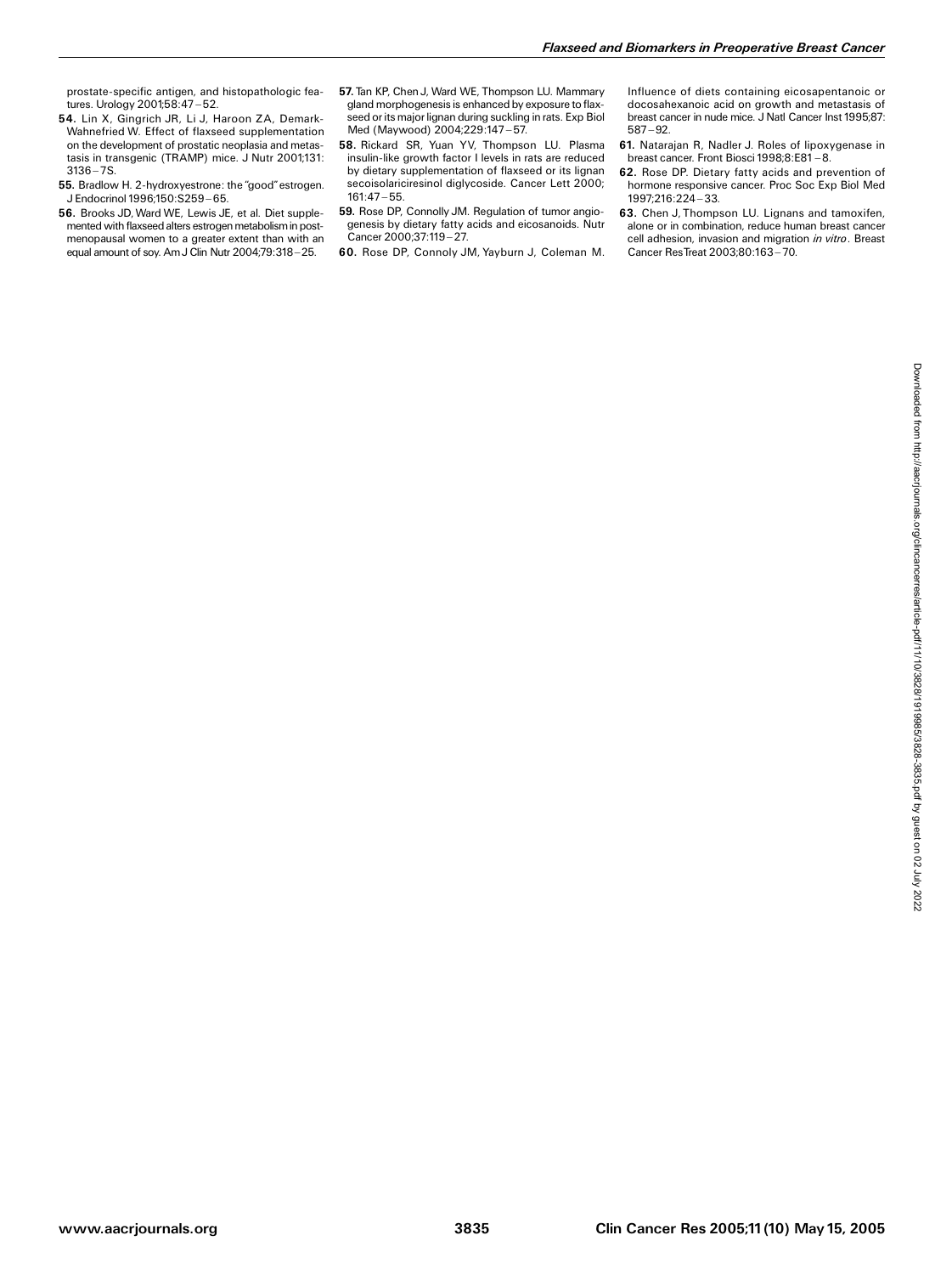prostate-specific antigen, and histopathologic features. Urology 2001;58:47 – 52.

**54.** Lin X, Gingrich JR, Li J, Haroon ZA, Demark-Wahnefried W. Effect of flaxseed supplementation on the development of prostatic neoplasia and metastasis in transgenic (TRAMP) mice. J Nutr 2001;131: 3136 – 7S.

**55.** Bradlow H. 2-hydroxyestrone: the "good" estrogen. J Endocrinol 1996;150:S259 – 65.

**56.** Brooks JD, Ward WE, Lewis JE, et al. Diet supplemented with flaxseed alters estrogen metabolism in postmenopausal women to a greater extent than with an equal amount of soy. Am J Clin Nutr 2004;79:318 – 25.

**57.** Tan KP, Chen J, Ward WE, Thompson LU. Mammary gland morphogenesis is enhanced by exposure to flaxseed or its major lignan during suckling in rats. Exp Biol Med (Maywood) 2004;229:147 – 57.

**58.** Rickard SR, Yuan YV, Thompson LU. Plasma insulin-like growth factor I levels in rats are reduced by dietary supplementation of flaxseed or its lignan secoisolariciresinol diglycoside. Cancer Lett 2000; 161:47 – 55.

**59.** Rose DP, Connolly JM. Regulation of tumor angiogenesis by dietary fatty acids and eicosanoids. Nutr Cancer 2000;37:119 – 27.

**60.** Rose DP, Connoly JM, Yayburn J, Coleman M. Influence of diets containing eicosapentanoic or docosahexanoic acid on growth and metastasis of breast cancer in nude mice. J Natl Cancer Inst 1995;87: 587 – 92.

**61.** Natarajan R, Nadler J. Roles of lipoxygenase in breast cancer. Front Biosci 1998;8:E81 – 8.

**62.** Rose DP. Dietary fatty acids and prevention of hormone responsive cancer. Proc Soc Exp Biol Med 1997;216:224 – 33.

**63.** Chen J, Thompson LU. Lignans and tamoxifen, alone or in combination, reduce human breast cancer cell adhesion, invasion and migration *in vitro*. Breast Cancer Res Treat 2003;80:163 – 70.